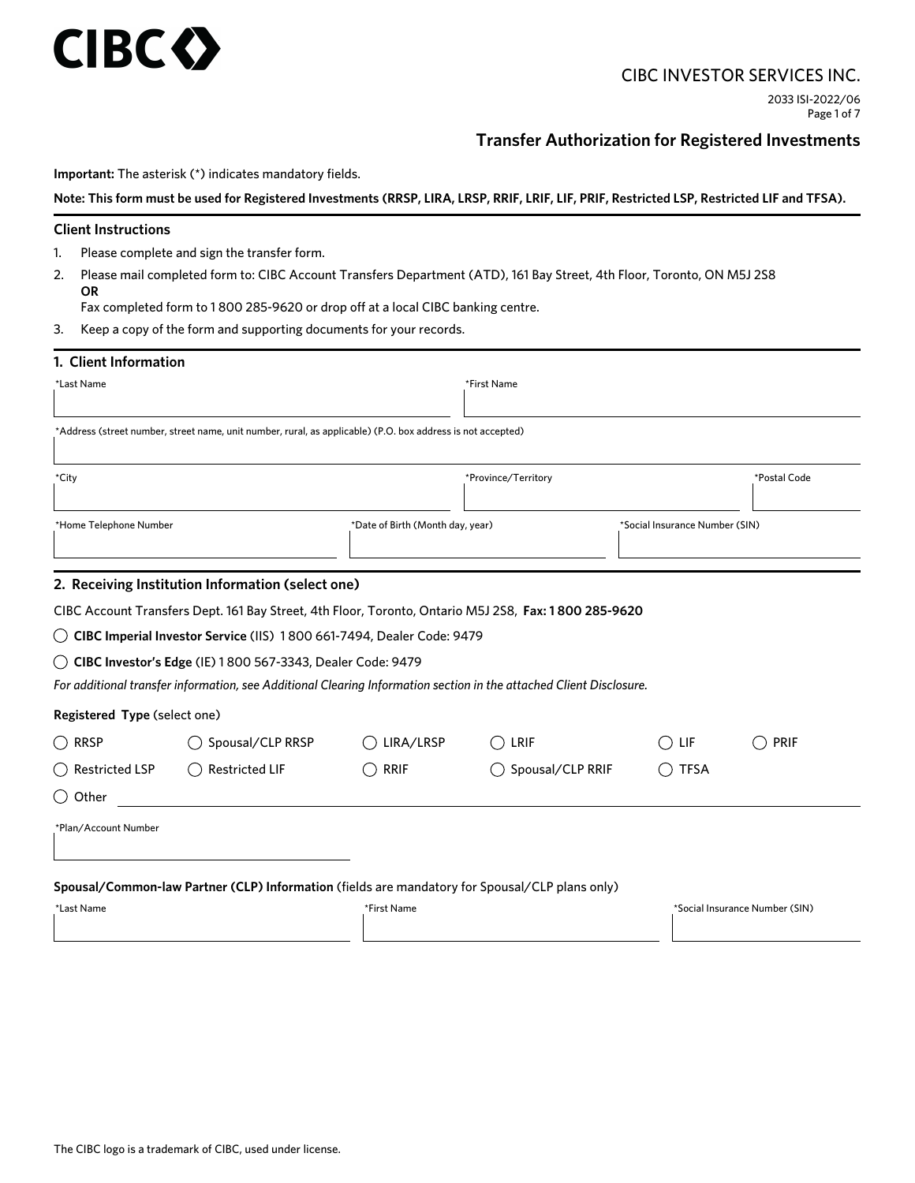CIBC INVESTOR SERVICES INC.

2033 ISI-2022/06

# Transfer Authorization for Registered Investments

**Important:** The asterisk (*) indicates mandatory fields.

**Note: This form must be used for Registered Investments (RRSP, LIRA, LRSP, RRIF, LRIF, LIF, PRIF, Restricted LSP, Restricted LIF and TFSA).**

## Client Instructions

1. Please complete and sign the transfer form.
2. Please mail completed form to: CIBC Account Transfers Department (ATD), 161 Bay Street, 4th Floor, Toronto, ON M5J 2S8
   **OR**
   Fax completed form to 1 800 285-9620 or drop off at a local CIBC banking centre.
3. Keep a copy of the form and supporting documents for your records.

## 1. Client Information

| *Last Name | *First Name |
|---|---|
| | |

*Address (street number, street name, unit number, rural, as applicable) (P.O. box address is not accepted)

| *City | *Province/Territory | *Postal Code |
|---|---|---|
| | | |

| *Home Telephone Number | *Date of Birth (Month day, year) | *Social Insurance Number (SIN) |
|---|---|---|
| | | |

## 2. Receiving Institution Information (select one)

CIBC Account Transfers Dept. 161 Bay Street, 4th Floor, Toronto, Ontario M5J 2S8, **Fax: 1 800 285-9620**

◯ **CIBC Imperial Investor Service** (IIS) 1 800 661-7494, Dealer Code: 9479

◯ **CIBC Investor's Edge** (IE) 1 800 567-3343, Dealer Code: 9479

*For additional transfer information, see Additional Clearing Information section in the attached Client Disclosure.*

**Registered Type** (select one)

◯ RRSP ◯ Spousal/CLP RRSP ◯ LIRA/LRSP ◯ LRIF ◯ LIF ◯ PRIF

◯ Restricted LSP ◯ Restricted LIF ◯ RRIF ◯ Spousal/CLP RRIF ◯ TFSA

◯ Other

*Plan/Account Number

**Spousal/Common-law Partner (CLP) Information** (fields are mandatory for Spousal/CLP plans only)

| *Last Name | *First Name | *Social Insurance Number (SIN) |
|---|---|---|
| | | |

The CIBC logo is a trademark of CIBC, used under license.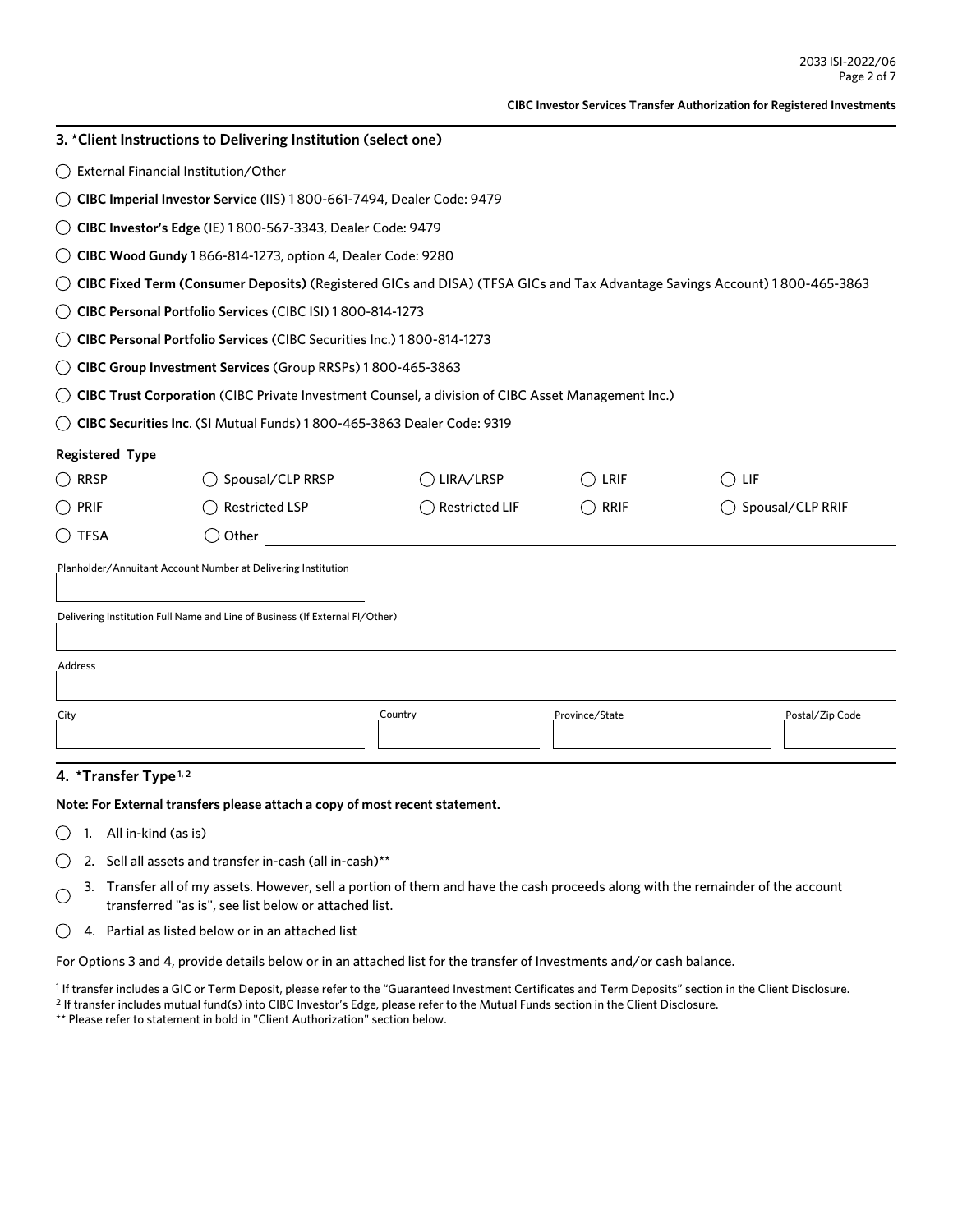## 3. *Client Instructions to Delivering Institution (select one)

◯ External Financial Institution/Other

◯ **CIBC Imperial Investor Service** (IIS) 1 800-661-7494, Dealer Code: 9479

◯ **CIBC Investor's Edge** (IE) 1 800-567-3343, Dealer Code: 9479

◯ **CIBC Wood Gundy** 1 866-814-1273, option 4, Dealer Code: 9280

◯ **CIBC Fixed Term (Consumer Deposits)** (Registered GICs and DISA) (TFSA GICs and Tax Advantage Savings Account) 1 800-465-3863

◯ **CIBC Personal Portfolio Services** (CIBC ISI) 1 800-814-1273

◯ **CIBC Personal Portfolio Services** (CIBC Securities Inc.) 1 800-814-1273

◯ **CIBC Group Investment Services** (Group RRSPs) 1 800-465-3863

◯ **CIBC Trust Corporation** (CIBC Private Investment Counsel, a division of CIBC Asset Management Inc.)

◯ **CIBC Securities Inc**. (SI Mutual Funds) 1 800-465-3863 Dealer Code: 9319

**Registered Type**

| | | | | |
|---|---|---|---|---|
| ◯ RRSP | ◯ Spousal/CLP RRSP | ◯ LIRA/LRSP | ◯ LRIF | ◯ LIF |
| ◯ PRIF | ◯ Restricted LSP | ◯ Restricted LIF | ◯ RRIF | ◯ Spousal/CLP RRIF |
| ◯ TFSA | ◯ Other ________ | | | |

Planholder/Annuitant Account Number at Delivering Institution

Delivering Institution Full Name and Line of Business (If External FI/Other)

Address

| City | Country | Province/State | Postal/Zip Code |
|---|---|---|---|
| | | | |

## 4. *Transfer Type [1, 2]

**Note: For External transfers please attach a copy of most recent statement.**

◯ 1. All in-kind (as is)

◯ 2. Sell all assets and transfer in-cash (all in-cash)**

◯ 3. Transfer all of my assets. However, sell a portion of them and have the cash proceeds along with the remainder of the account transferred "as is", see list below or attached list.

◯ 4. Partial as listed below or in an attached list

For Options 3 and 4, provide details below or in an attached list for the transfer of Investments and/or cash balance.

[1] If transfer includes a GIC or Term Deposit, please refer to the "Guaranteed Investment Certificates and Term Deposits" section in the Client Disclosure.

[2] If transfer includes mutual fund(s) into CIBC Investor's Edge, please refer to the Mutual Funds section in the Client Disclosure.

** Please refer to statement in bold in "Client Authorization" section below.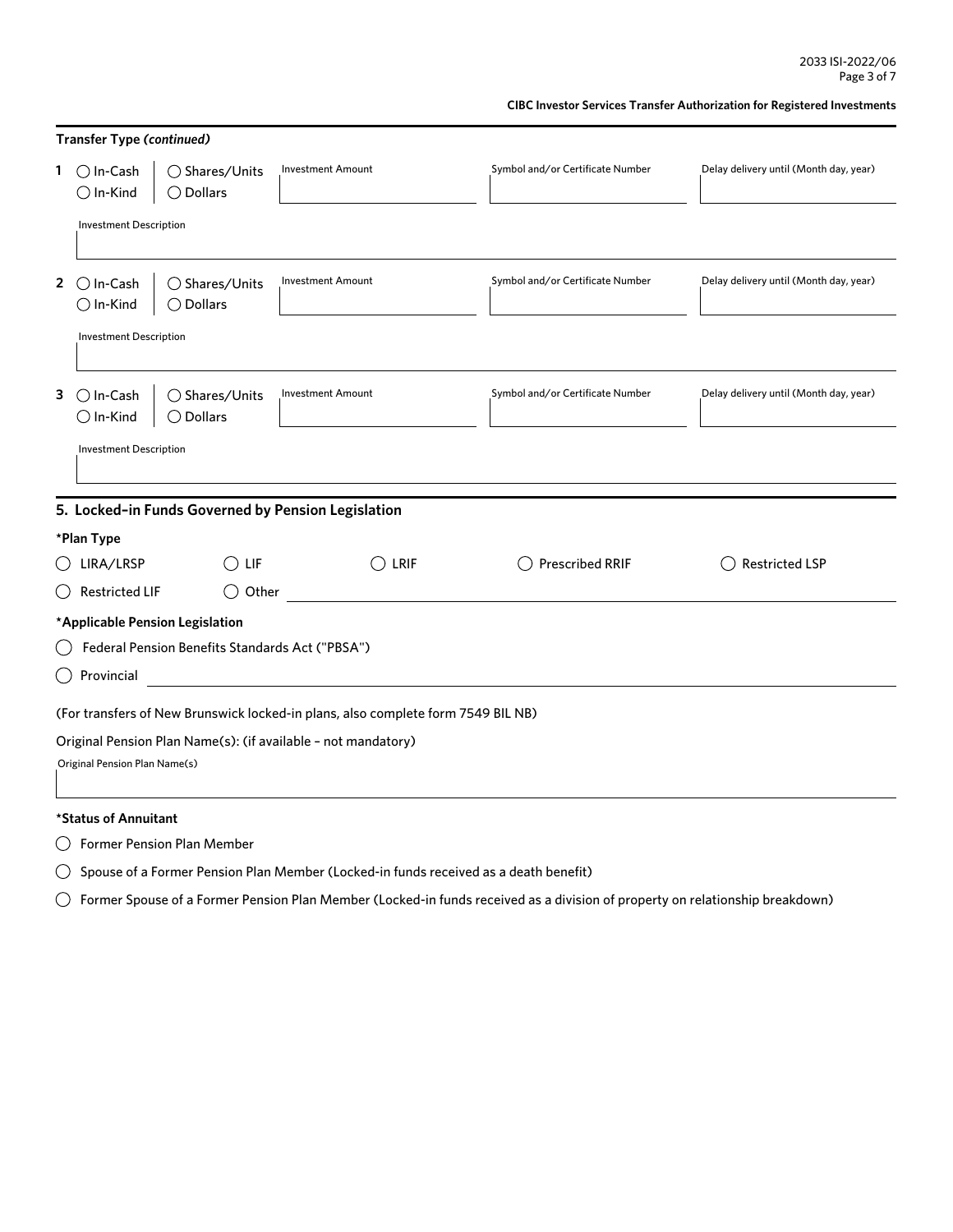**CIBC Investor Services Transfer Authorization for Registered Investments**

**Transfer Type *(continued)***

**1** ○ In-Cash ○ In-Kind | ○ Shares/Units ○ Dollars

Investment Amount

Symbol and/or Certificate Number

Delay delivery until (Month day, year)

Investment Description

**2** ○ In-Cash ○ In-Kind | ○ Shares/Units ○ Dollars

Investment Amount

Symbol and/or Certificate Number

Delay delivery until (Month day, year)

Investment Description

**3** ○ In-Cash ○ In-Kind | ○ Shares/Units ○ Dollars

Investment Amount

Symbol and/or Certificate Number

Delay delivery until (Month day, year)

Investment Description

## 5. Locked-in Funds Governed by Pension Legislation

**\*Plan Type**

○ LIRA/LRSP ○ LIF ○ LRIF ○ Prescribed RRIF ○ Restricted LSP

○ Restricted LIF ○ Other

**\*Applicable Pension Legislation**

○ Federal Pension Benefits Standards Act ("PBSA")

○ Provincial

(For transfers of New Brunswick locked-in plans, also complete form 7549 BIL NB)

Original Pension Plan Name(s): (if available – not mandatory)

Original Pension Plan Name(s)

**\*Status of Annuitant**

○ Former Pension Plan Member

○ Spouse of a Former Pension Plan Member (Locked-in funds received as a death benefit)

○ Former Spouse of a Former Pension Plan Member (Locked-in funds received as a division of property on relationship breakdown)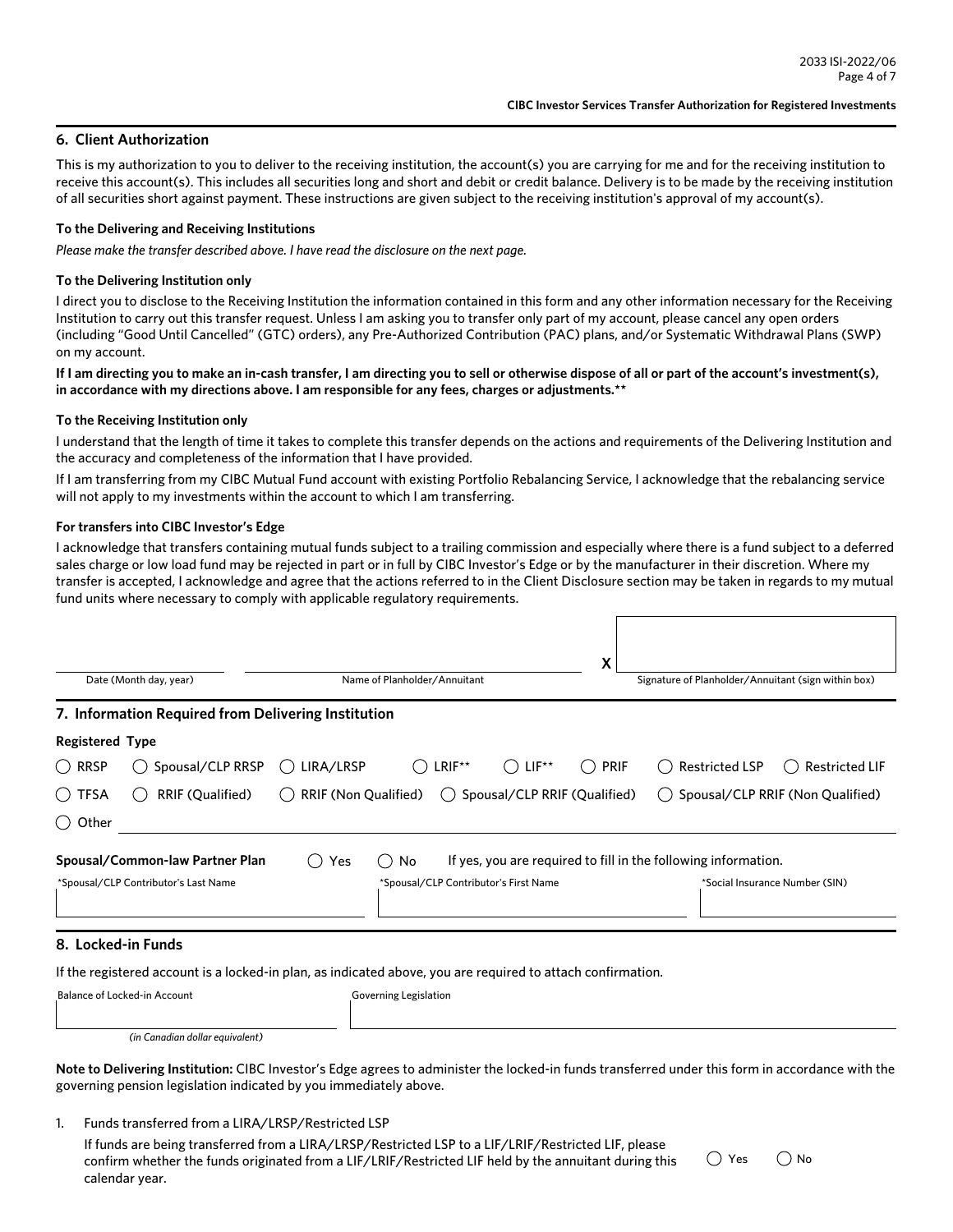## 6. Client Authorization

This is my authorization to you to deliver to the receiving institution, the account(s) you are carrying for me and for the receiving institution to receive this account(s). This includes all securities long and short and debit or credit balance. Delivery is to be made by the receiving institution of all securities short against payment. These instructions are given subject to the receiving institution's approval of my account(s).

**To the Delivering and Receiving Institutions**

*Please make the transfer described above. I have read the disclosure on the next page.*

**To the Delivering Institution only**

I direct you to disclose to the Receiving Institution the information contained in this form and any other information necessary for the Receiving Institution to carry out this transfer request. Unless I am asking you to transfer only part of my account, please cancel any open orders (including "Good Until Cancelled" (GTC) orders), any Pre-Authorized Contribution (PAC) plans, and/or Systematic Withdrawal Plans (SWP) on my account.

**If I am directing you to make an in-cash transfer, I am directing you to sell or otherwise dispose of all or part of the account's investment(s), in accordance with my directions above. I am responsible for any fees, charges or adjustments.****

**To the Receiving Institution only**

I understand that the length of time it takes to complete this transfer depends on the actions and requirements of the Delivering Institution and the accuracy and completeness of the information that I have provided.

If I am transferring from my CIBC Mutual Fund account with existing Portfolio Rebalancing Service, I acknowledge that the rebalancing service will not apply to my investments within the account to which I am transferring.

**For transfers into CIBC Investor's Edge**

I acknowledge that transfers containing mutual funds subject to a trailing commission and especially where there is a fund subject to a deferred sales charge or low load fund may be rejected in part or in full by CIBC Investor's Edge or by the manufacturer in their discretion. Where my transfer is accepted, I acknowledge and agree that the actions referred to in the Client Disclosure section may be taken in regards to my mutual fund units where necessary to comply with applicable regulatory requirements.

Date (Month day, year) ______________ Name of Planholder/Annuitant ______________ X ______________ Signature of Planholder/Annuitant (sign within box)

## 7. Information Required from Delivering Institution

**Registered Type**

○ RRSP ○ Spousal/CLP RRSP ○ LIRA/LRSP ○ LRIF** ○ LIF** ○ PRIF ○ Restricted LSP ○ Restricted LIF

○ TFSA ○ RRIF (Qualified) ○ RRIF (Non Qualified) ○ Spousal/CLP RRIF (Qualified) ○ Spousal/CLP RRIF (Non Qualified)

○ Other ______________

**Spousal/Common-law Partner Plan** ○ Yes ○ No If yes, you are required to fill in the following information.

| *Spousal/CLP Contributor's Last Name | *Spousal/CLP Contributor's First Name | *Social Insurance Number (SIN) |
|---|---|---|
| | | |

## 8. Locked-in Funds

If the registered account is a locked-in plan, as indicated above, you are required to attach confirmation.

| Balance of Locked-in Account | Governing Legislation |
|---|---|
| | |
| *(in Canadian dollar equivalent)* | |

**Note to Delivering Institution:** CIBC Investor's Edge agrees to administer the locked-in funds transferred under this form in accordance with the governing pension legislation indicated by you immediately above.

1. Funds transferred from a LIRA/LRSP/Restricted LSP

   If funds are being transferred from a LIRA/LRSP/Restricted LSP to a LIF/LRIF/Restricted LIF, please confirm whether the funds originated from a LIF/LRIF/Restricted LIF held by the annuitant during this calendar year. ○ Yes ○ No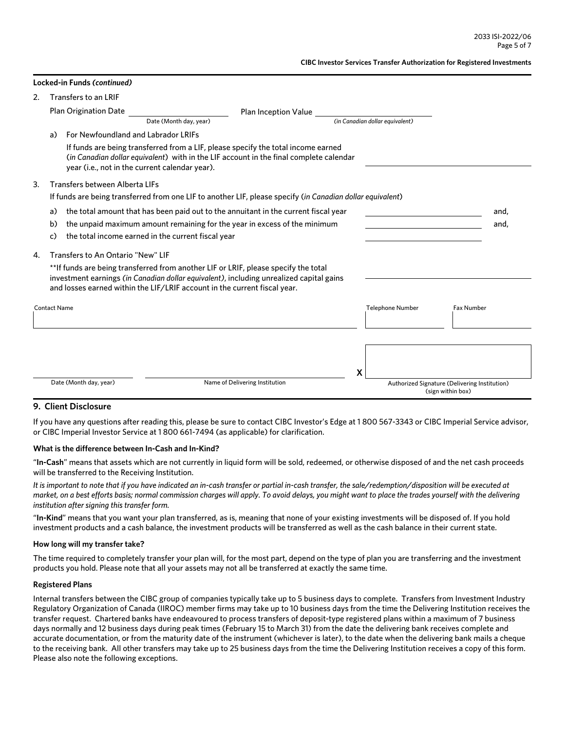**Locked-in Funds *(continued)***

2. Transfers to an LRIF

   Plan Origination Date ____________________ Date (Month day, year)   Plan Inception Value ____________________ *(in Canadian dollar equivalent)*

   a) For Newfoundland and Labrador LRIFs

      If funds are being transferred from a LIF, please specify the total income earned (*in Canadian dollar equivalent*) with in the LIF account in the final complete calendar year (i.e., not in the current calendar year). ____________________

3. Transfers between Alberta LIFs

   If funds are being transferred from one LIF to another LIF, please specify (*in Canadian dollar equivalent*)

   a) the total amount that has been paid out to the annuitant in the current fiscal year ____________________ and,

   b) the unpaid maximum amount remaining for the year in excess of the minimum ____________________ and,

   c) the total income earned in the current fiscal year ____________________

4. Transfers to An Ontario "New" LIF

   **If funds are being transferred from another LIF or LRIF, please specify the total investment earnings *(in Canadian dollar equivalent)*, including unrealized capital gains and losses earned within the LIF/LRIF account in the current fiscal year. ____________________

| Contact Name | Telephone Number | Fax Number |
|---|---|---|
| | | |

| Date (Month day, year) | Name of Delivering Institution | X Authorized Signature (Delivering Institution) (sign within box) |
|---|---|---|
| | | |

## 9. Client Disclosure

If you have any questions after reading this, please be sure to contact CIBC Investor's Edge at 1 800 567-3343 or CIBC Imperial Service advisor, or CIBC Imperial Investor Service at 1 800 661-7494 (as applicable) for clarification.

### What is the difference between In-Cash and In-Kind?

"**In-Cash**" means that assets which are not currently in liquid form will be sold, redeemed, or otherwise disposed of and the net cash proceeds will be transferred to the Receiving Institution.

*It is important to note that if you have indicated an in-cash transfer or partial in-cash transfer, the sale/redemption/disposition will be executed at market, on a best efforts basis; normal commission charges will apply. To avoid delays, you might want to place the trades yourself with the delivering institution after signing this transfer form.*

"**In-Kind**" means that you want your plan transferred, as is, meaning that none of your existing investments will be disposed of. If you hold investment products and a cash balance, the investment products will be transferred as well as the cash balance in their current state.

### How long will my transfer take?

The time required to completely transfer your plan will, for the most part, depend on the type of plan you are transferring and the investment products you hold. Please note that all your assets may not all be transferred at exactly the same time.

### Registered Plans

Internal transfers between the CIBC group of companies typically take up to 5 business days to complete. Transfers from Investment Industry Regulatory Organization of Canada (IIROC) member firms may take up to 10 business days from the time the Delivering Institution receives the transfer request. Chartered banks have endeavoured to process transfers of deposit-type registered plans within a maximum of 7 business days normally and 12 business days during peak times (February 15 to March 31) from the date the delivering bank receives complete and accurate documentation, or from the maturity date of the instrument (whichever is later), to the date when the delivering bank mails a cheque to the receiving bank. All other transfers may take up to 25 business days from the time the Delivering Institution receives a copy of this form. Please also note the following exceptions.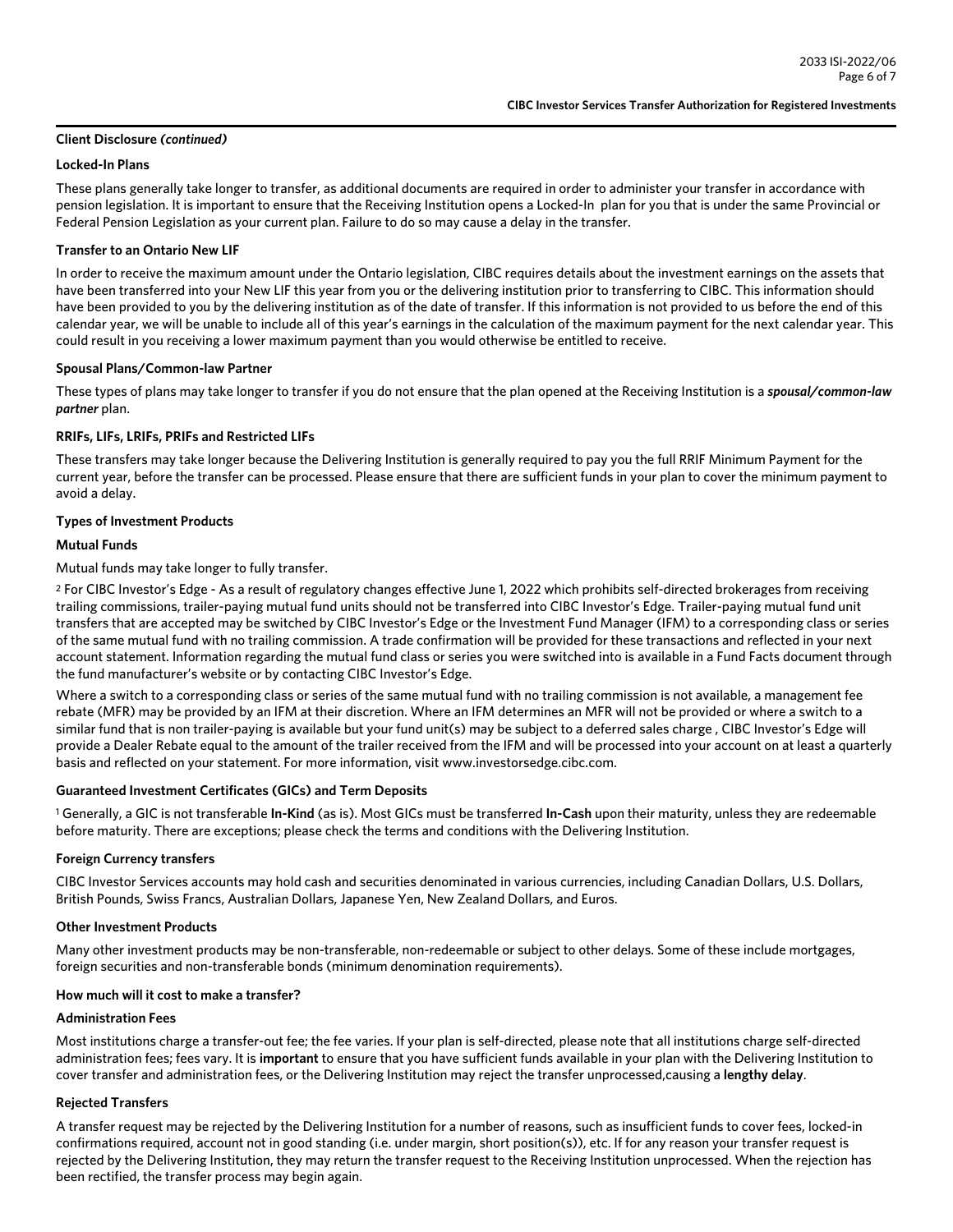**Client Disclosure *(continued)***

**Locked-In Plans**

These plans generally take longer to transfer, as additional documents are required in order to administer your transfer in accordance with pension legislation. It is important to ensure that the Receiving Institution opens a Locked-In plan for you that is under the same Provincial or Federal Pension Legislation as your current plan. Failure to do so may cause a delay in the transfer.

**Transfer to an Ontario New LIF**

In order to receive the maximum amount under the Ontario legislation, CIBC requires details about the investment earnings on the assets that have been transferred into your New LIF this year from you or the delivering institution prior to transferring to CIBC. This information should have been provided to you by the delivering institution as of the date of transfer. If this information is not provided to us before the end of this calendar year, we will be unable to include all of this year's earnings in the calculation of the maximum payment for the next calendar year. This could result in you receiving a lower maximum payment than you would otherwise be entitled to receive.

**Spousal Plans/Common-law Partner**

These types of plans may take longer to transfer if you do not ensure that the plan opened at the Receiving Institution is a ***spousal/common-law partner*** plan.

**RRIFs, LIFs, LRIFs, PRIFs and Restricted LIFs**

These transfers may take longer because the Delivering Institution is generally required to pay you the full RRIF Minimum Payment for the current year, before the transfer can be processed. Please ensure that there are sufficient funds in your plan to cover the minimum payment to avoid a delay.

**Types of Investment Products**

**Mutual Funds**

Mutual funds may take longer to fully transfer.

[2] For CIBC Investor's Edge - As a result of regulatory changes effective June 1, 2022 which prohibits self-directed brokerages from receiving trailing commissions, trailer-paying mutual fund units should not be transferred into CIBC Investor's Edge. Trailer-paying mutual fund unit transfers that are accepted may be switched by CIBC Investor's Edge or the Investment Fund Manager (IFM) to a corresponding class or series of the same mutual fund with no trailing commission. A trade confirmation will be provided for these transactions and reflected in your next account statement. Information regarding the mutual fund class or series you were switched into is available in a Fund Facts document through the fund manufacturer's website or by contacting CIBC Investor's Edge.

Where a switch to a corresponding class or series of the same mutual fund with no trailing commission is not available, a management fee rebate (MFR) may be provided by an IFM at their discretion. Where an IFM determines an MFR will not be provided or where a switch to a similar fund that is non trailer-paying is available but your fund unit(s) may be subject to a deferred sales charge , CIBC Investor's Edge will provide a Dealer Rebate equal to the amount of the trailer received from the IFM and will be processed into your account on at least a quarterly basis and reflected on your statement. For more information, visit www.investorsedge.cibc.com.

**Guaranteed Investment Certificates (GICs) and Term Deposits**

[1] Generally, a GIC is not transferable **In-Kind** (as is). Most GICs must be transferred **In-Cash** upon their maturity, unless they are redeemable before maturity. There are exceptions; please check the terms and conditions with the Delivering Institution.

**Foreign Currency transfers**

CIBC Investor Services accounts may hold cash and securities denominated in various currencies, including Canadian Dollars, U.S. Dollars, British Pounds, Swiss Francs, Australian Dollars, Japanese Yen, New Zealand Dollars, and Euros.

**Other Investment Products**

Many other investment products may be non-transferable, non-redeemable or subject to other delays. Some of these include mortgages, foreign securities and non-transferable bonds (minimum denomination requirements).

**How much will it cost to make a transfer?**

**Administration Fees**

Most institutions charge a transfer-out fee; the fee varies. If your plan is self-directed, please note that all institutions charge self-directed administration fees; fees vary. It is **important** to ensure that you have sufficient funds available in your plan with the Delivering Institution to cover transfer and administration fees, or the Delivering Institution may reject the transfer unprocessed,causing a **lengthy delay**.

**Rejected Transfers**

A transfer request may be rejected by the Delivering Institution for a number of reasons, such as insufficient funds to cover fees, locked-in confirmations required, account not in good standing (i.e. under margin, short position(s)), etc. If for any reason your transfer request is rejected by the Delivering Institution, they may return the transfer request to the Receiving Institution unprocessed. When the rejection has been rectified, the transfer process may begin again.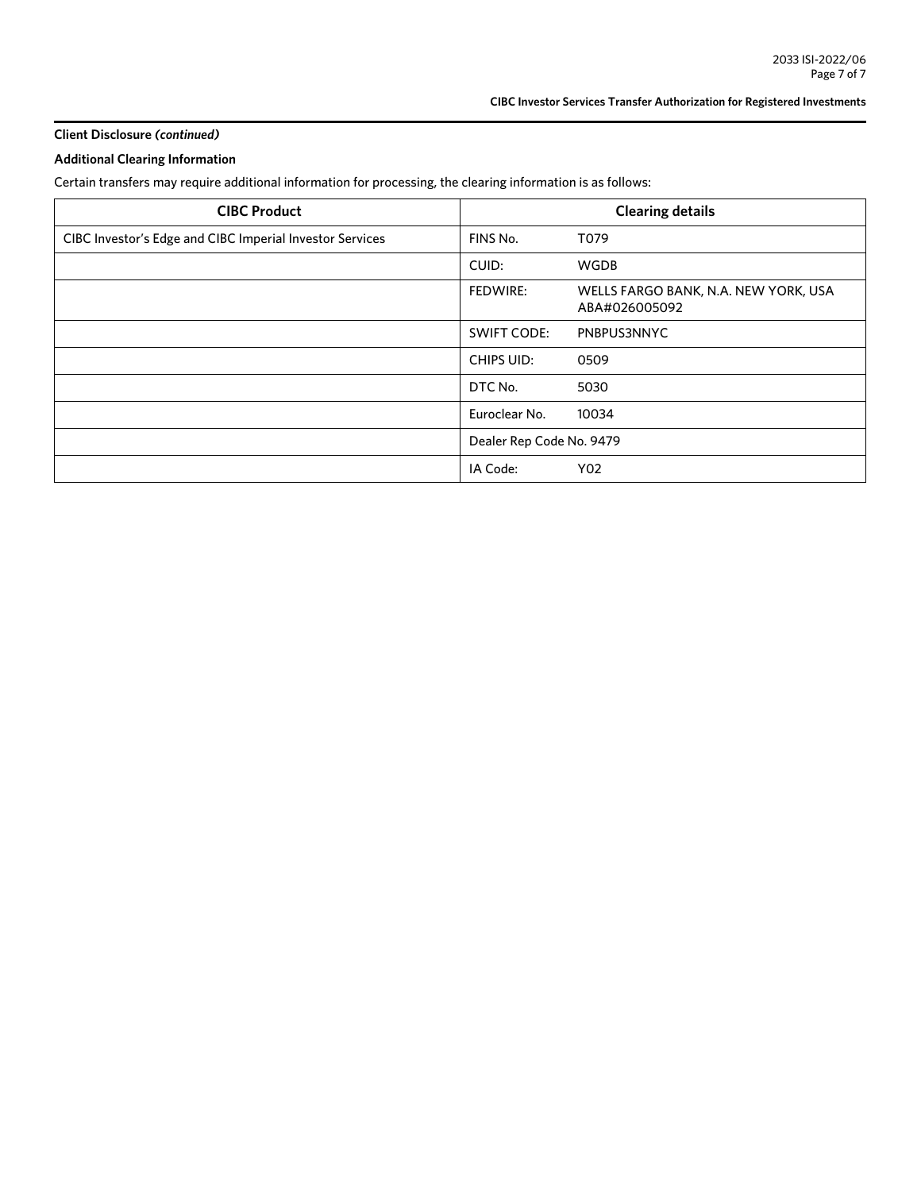**Client Disclosure *(continued)***

**Additional Clearing Information**

Certain transfers may require additional information for processing, the clearing information is as follows:

| CIBC Product | Clearing details | |
|---|---|---|
| CIBC Investor's Edge and CIBC Imperial Investor Services | FINS No. | T079 |
| | CUID: | WGDB |
| | FEDWIRE: | WELLS FARGO BANK, N.A. NEW YORK, USA ABA#026005092 |
| | SWIFT CODE: | PNBPUS3NNYC |
| | CHIPS UID: | 0509 |
| | DTC No. | 5030 |
| | Euroclear No. | 10034 |
| | Dealer Rep Code No. 9479 | |
| | IA Code: | Y02 |